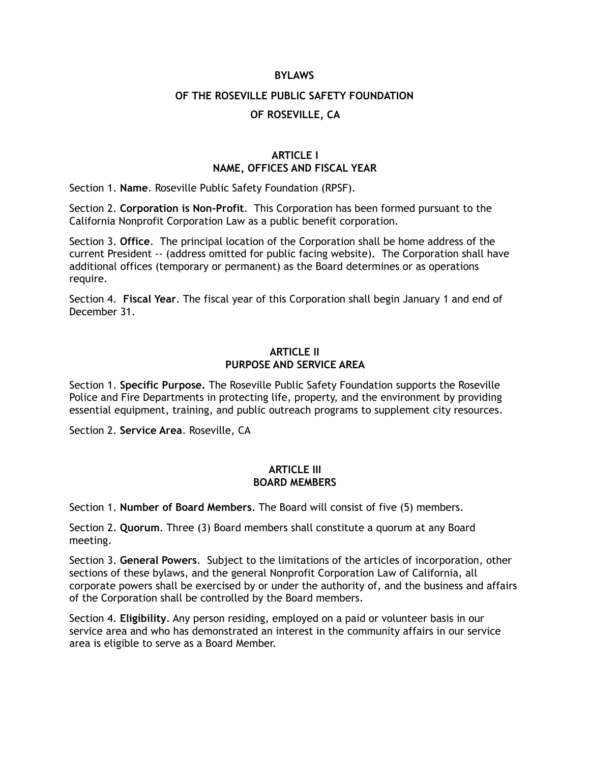# BYLAWS

# OF THE ROSEVILLE PUBLIC SAFETY FOUNDATION

# OF ROSEVILLE, CA

## ARTICLE I
## NAME, OFFICES AND FISCAL YEAR

Section 1. **Name**. Roseville Public Safety Foundation (RPSF).

Section 2. **Corporation is Non-Profit**. This Corporation has been formed pursuant to the California Nonprofit Corporation Law as a public benefit corporation.

Section 3. **Office**. The principal location of the Corporation shall be home address of the current President -- (address omitted for public facing website). The Corporation shall have additional offices (temporary or permanent) as the Board determines or as operations require.

Section 4. **Fiscal Year**. The fiscal year of this Corporation shall begin January 1 and end of December 31.

## ARTICLE II
## PURPOSE AND SERVICE AREA

Section 1. **Specific Purpose.** The Roseville Public Safety Foundation supports the Roseville Police and Fire Departments in protecting life, property, and the environment by providing essential equipment, training, and public outreach programs to supplement city resources.

Section 2. **Service Area**. Roseville, CA

## ARTICLE III
## BOARD MEMBERS

Section 1. **Number of Board Members**. The Board will consist of five (5) members.

Section 2. **Quorum**. Three (3) Board members shall constitute a quorum at any Board meeting.

Section 3. **General Powers**. Subject to the limitations of the articles of incorporation, other sections of these bylaws, and the general Nonprofit Corporation Law of California, all corporate powers shall be exercised by or under the authority of, and the business and affairs of the Corporation shall be controlled by the Board members.

Section 4. **Eligibility**. Any person residing, employed on a paid or volunteer basis in our service area and who has demonstrated an interest in the community affairs in our service area is eligible to serve as a Board Member.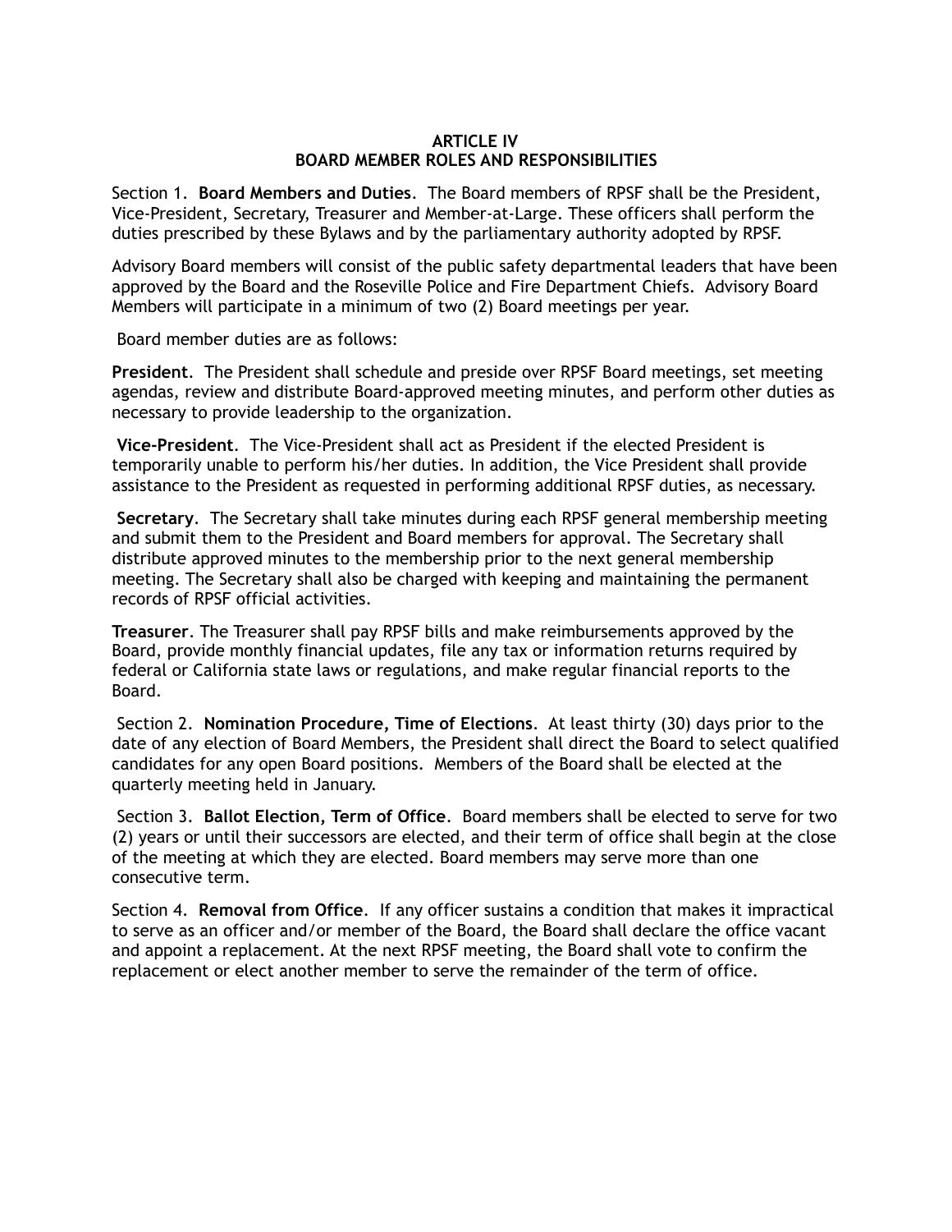# ARTICLE IV
## BOARD MEMBER ROLES AND RESPONSIBILITIES

Section 1. **Board Members and Duties**. The Board members of RPSF shall be the President, Vice-President, Secretary, Treasurer and Member-at-Large. These officers shall perform the duties prescribed by these Bylaws and by the parliamentary authority adopted by RPSF.

Advisory Board members will consist of the public safety departmental leaders that have been approved by the Board and the Roseville Police and Fire Department Chiefs. Advisory Board Members will participate in a minimum of two (2) Board meetings per year.

Board member duties are as follows:

**President**. The President shall schedule and preside over RPSF Board meetings, set meeting agendas, review and distribute Board-approved meeting minutes, and perform other duties as necessary to provide leadership to the organization.

**Vice-President**. The Vice-President shall act as President if the elected President is temporarily unable to perform his/her duties. In addition, the Vice President shall provide assistance to the President as requested in performing additional RPSF duties, as necessary.

**Secretary**. The Secretary shall take minutes during each RPSF general membership meeting and submit them to the President and Board members for approval. The Secretary shall distribute approved minutes to the membership prior to the next general membership meeting. The Secretary shall also be charged with keeping and maintaining the permanent records of RPSF official activities.

**Treasurer**. The Treasurer shall pay RPSF bills and make reimbursements approved by the Board, provide monthly financial updates, file any tax or information returns required by federal or California state laws or regulations, and make regular financial reports to the Board.

Section 2. **Nomination Procedure, Time of Elections**. At least thirty (30) days prior to the date of any election of Board Members, the President shall direct the Board to select qualified candidates for any open Board positions. Members of the Board shall be elected at the quarterly meeting held in January.

Section 3. **Ballot Election, Term of Office**. Board members shall be elected to serve for two (2) years or until their successors are elected, and their term of office shall begin at the close of the meeting at which they are elected. Board members may serve more than one consecutive term.

Section 4. **Removal from Office**. If any officer sustains a condition that makes it impractical to serve as an officer and/or member of the Board, the Board shall declare the office vacant and appoint a replacement. At the next RPSF meeting, the Board shall vote to confirm the replacement or elect another member to serve the remainder of the term of office.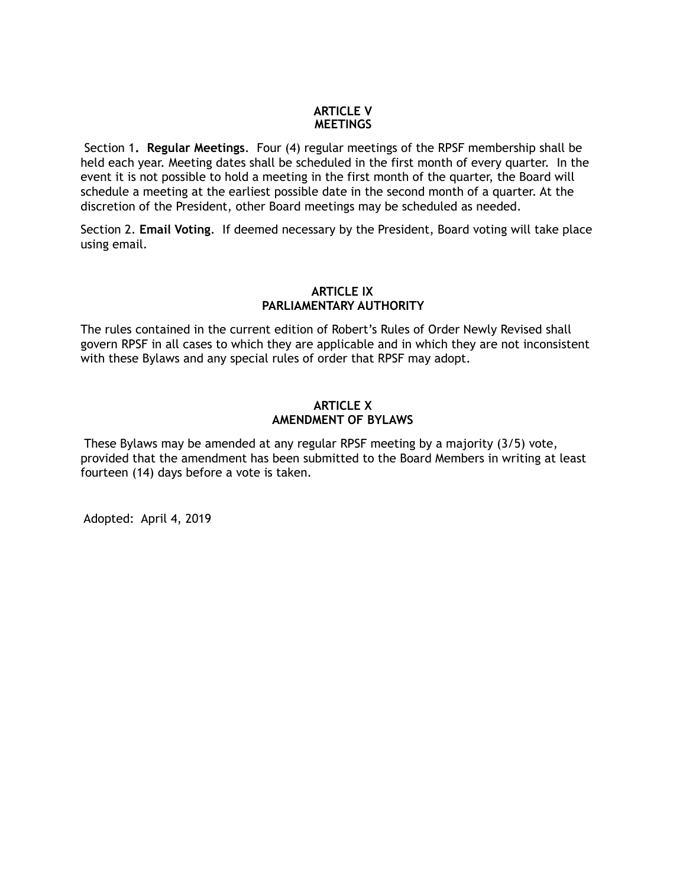## ARTICLE V
## MEETINGS

Section 1**. Regular Meetings**. Four (4) regular meetings of the RPSF membership shall be held each year. Meeting dates shall be scheduled in the first month of every quarter. In the event it is not possible to hold a meeting in the first month of the quarter, the Board will schedule a meeting at the earliest possible date in the second month of a quarter. At the discretion of the President, other Board meetings may be scheduled as needed.

Section 2. **Email Voting**. If deemed necessary by the President, Board voting will take place using email.

## ARTICLE IX
## PARLIAMENTARY AUTHORITY

The rules contained in the current edition of Robert's Rules of Order Newly Revised shall govern RPSF in all cases to which they are applicable and in which they are not inconsistent with these Bylaws and any special rules of order that RPSF may adopt.

## ARTICLE X
## AMENDMENT OF BYLAWS

These Bylaws may be amended at any regular RPSF meeting by a majority (3/5) vote, provided that the amendment has been submitted to the Board Members in writing at least fourteen (14) days before a vote is taken.

Adopted: April 4, 2019